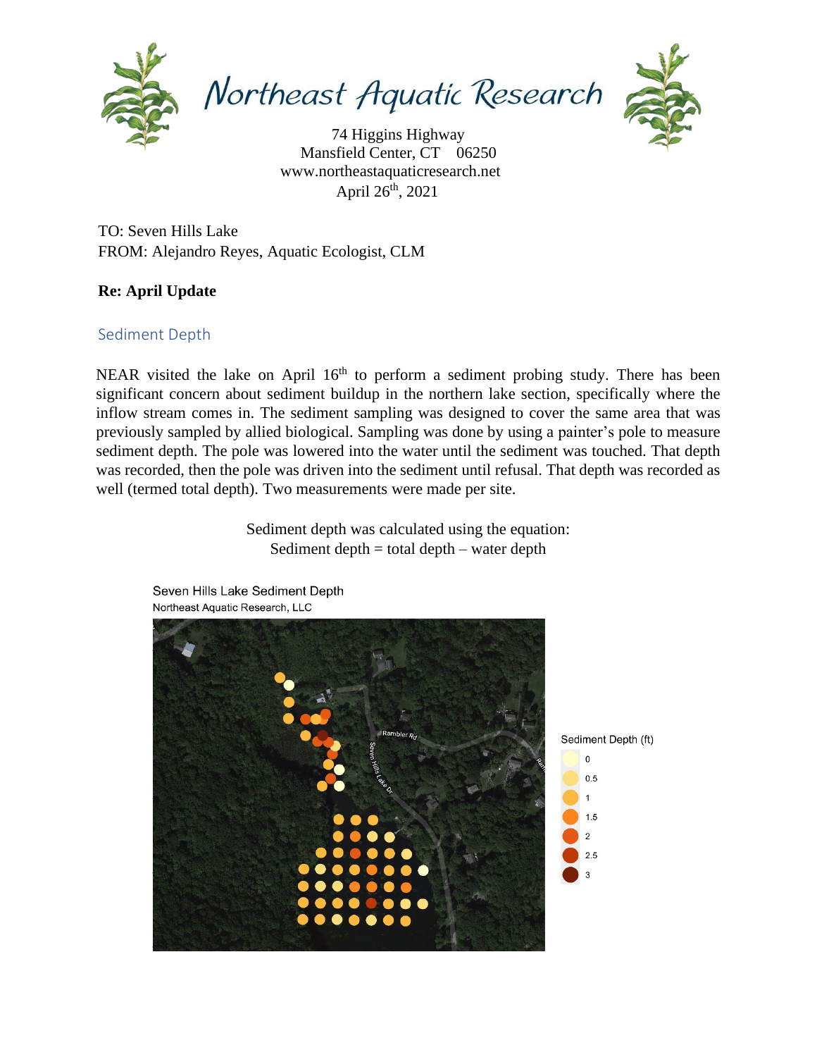# Northeast Aquatic Research

74 Higgins Highway
Mansfield Center, CT 06250
www.northeastaquaticresearch.net
April 26th, 2021

TO: Seven Hills Lake
FROM: Alejandro Reyes, Aquatic Ecologist, CLM

**Re: April Update**

## Sediment Depth

NEAR visited the lake on April 16th to perform a sediment probing study. There has been significant concern about sediment buildup in the northern lake section, specifically where the inflow stream comes in. The sediment sampling was designed to cover the same area that was previously sampled by allied biological. Sampling was done by using a painter's pole to measure sediment depth. The pole was lowered into the water until the sediment was touched. That depth was recorded, then the pole was driven into the sediment until refusal. That depth was recorded as well (termed total depth). Two measurements were made per site.

Sediment depth was calculated using the equation:
Sediment depth = total depth – water depth

Seven Hills Lake Sediment Depth
Northeast Aquatic Research, LLC

Sediment Depth (ft): 0, 0.5, 1, 1.5, 2, 2.5, 3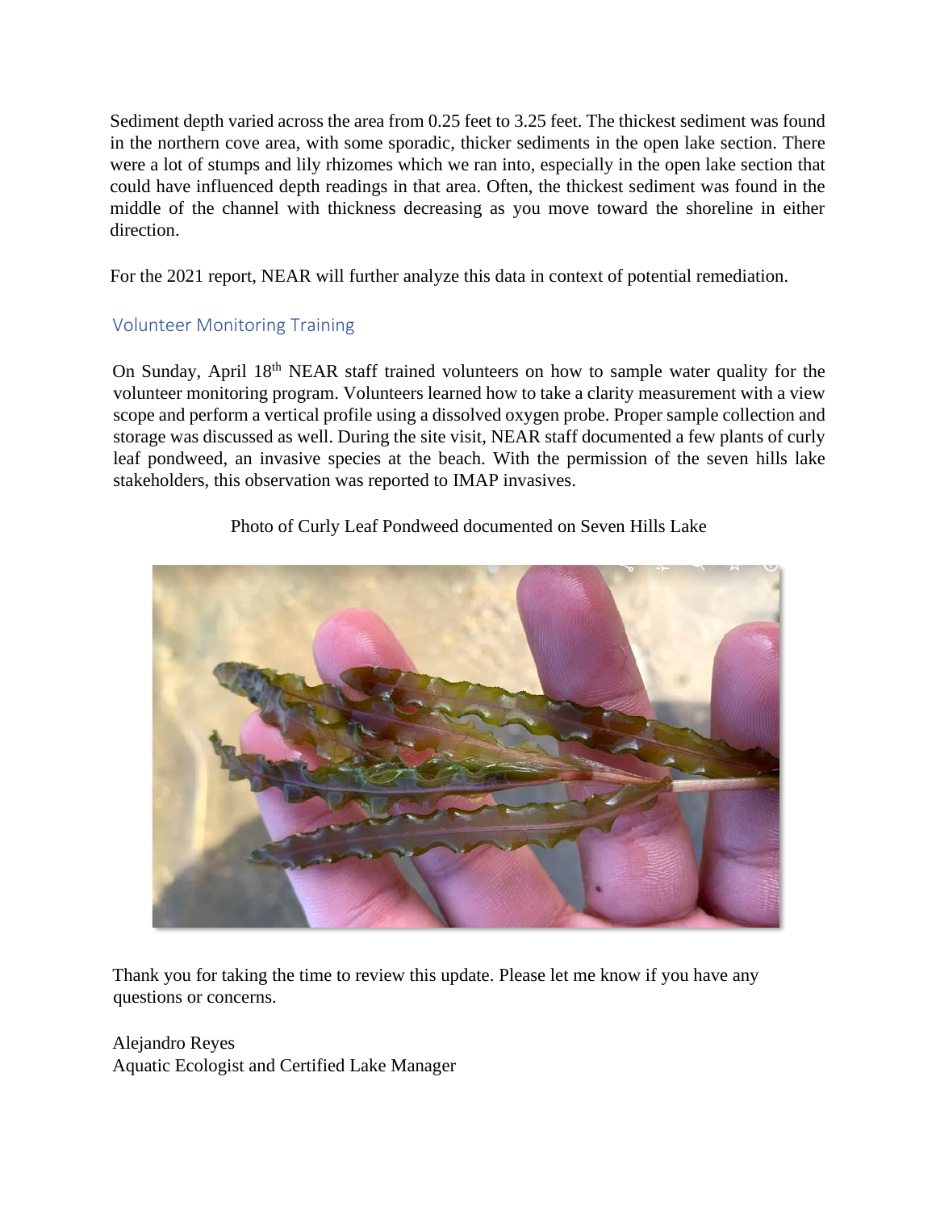Sediment depth varied across the area from 0.25 feet to 3.25 feet. The thickest sediment was found in the northern cove area, with some sporadic, thicker sediments in the open lake section. There were a lot of stumps and lily rhizomes which we ran into, especially in the open lake section that could have influenced depth readings in that area. Often, the thickest sediment was found in the middle of the channel with thickness decreasing as you move toward the shoreline in either direction.

For the 2021 report, NEAR will further analyze this data in context of potential remediation.

## Volunteer Monitoring Training

On Sunday, April 18th NEAR staff trained volunteers on how to sample water quality for the volunteer monitoring program. Volunteers learned how to take a clarity measurement with a view scope and perform a vertical profile using a dissolved oxygen probe. Proper sample collection and storage was discussed as well. During the site visit, NEAR staff documented a few plants of curly leaf pondweed, an invasive species at the beach. With the permission of the seven hills lake stakeholders, this observation was reported to IMAP invasives.

Photo of Curly Leaf Pondweed documented on Seven Hills Lake

Thank you for taking the time to review this update. Please let me know if you have any questions or concerns.

Alejandro Reyes
Aquatic Ecologist and Certified Lake Manager